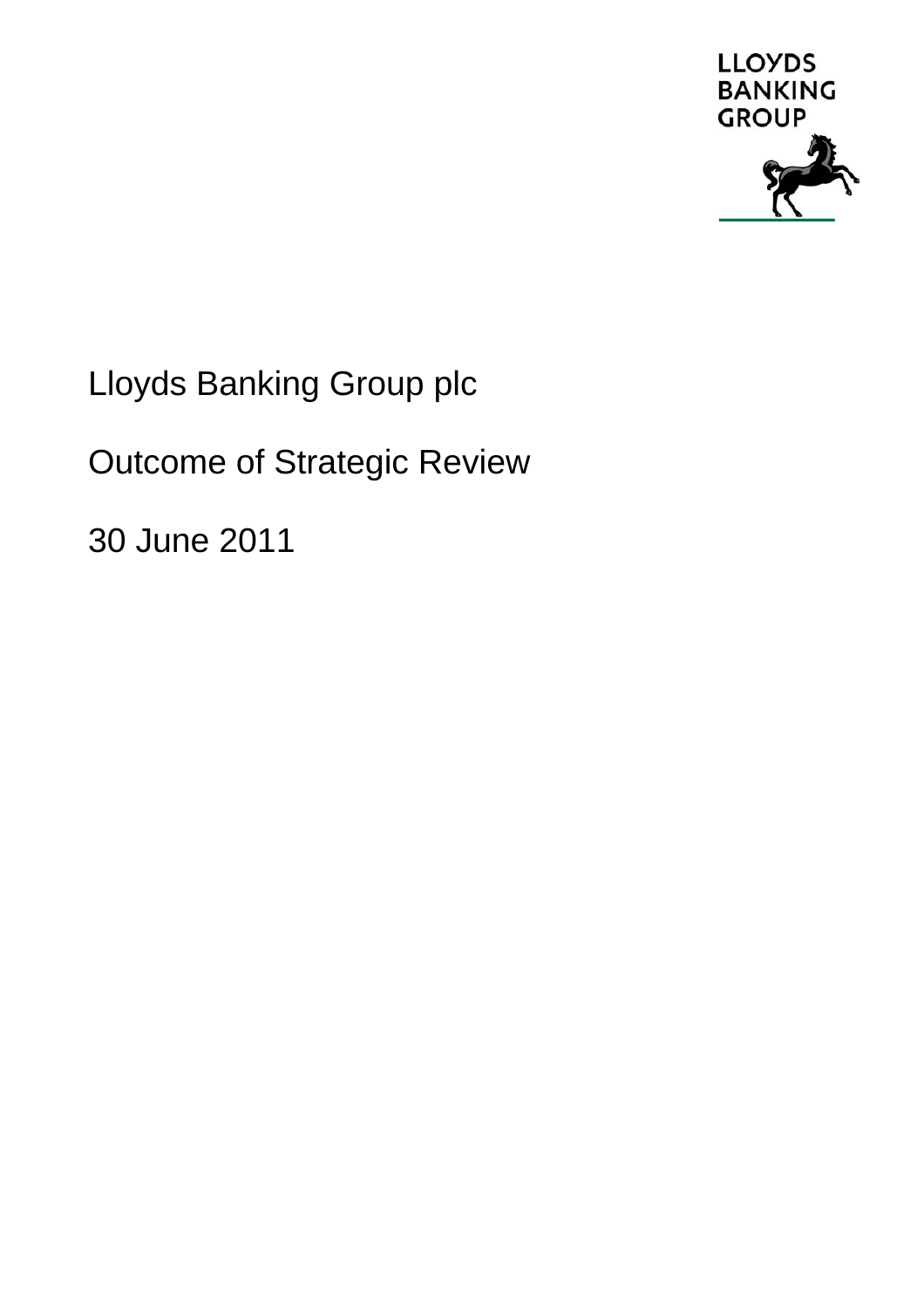LLOYDS BANKING GROUP

# Lloyds Banking Group plc

## Outcome of Strategic Review

30 June 2011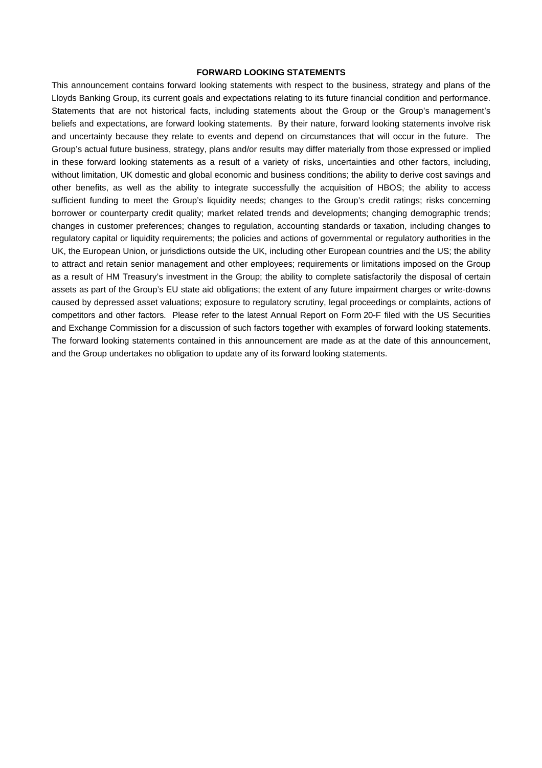**FORWARD LOOKING STATEMENTS**

This announcement contains forward looking statements with respect to the business, strategy and plans of the Lloyds Banking Group, its current goals and expectations relating to its future financial condition and performance. Statements that are not historical facts, including statements about the Group or the Group's management's beliefs and expectations, are forward looking statements. By their nature, forward looking statements involve risk and uncertainty because they relate to events and depend on circumstances that will occur in the future. The Group's actual future business, strategy, plans and/or results may differ materially from those expressed or implied in these forward looking statements as a result of a variety of risks, uncertainties and other factors, including, without limitation, UK domestic and global economic and business conditions; the ability to derive cost savings and other benefits, as well as the ability to integrate successfully the acquisition of HBOS; the ability to access sufficient funding to meet the Group's liquidity needs; changes to the Group's credit ratings; risks concerning borrower or counterparty credit quality; market related trends and developments; changing demographic trends; changes in customer preferences; changes to regulation, accounting standards or taxation, including changes to regulatory capital or liquidity requirements; the policies and actions of governmental or regulatory authorities in the UK, the European Union, or jurisdictions outside the UK, including other European countries and the US; the ability to attract and retain senior management and other employees; requirements or limitations imposed on the Group as a result of HM Treasury's investment in the Group; the ability to complete satisfactorily the disposal of certain assets as part of the Group's EU state aid obligations; the extent of any future impairment charges or write-downs caused by depressed asset valuations; exposure to regulatory scrutiny, legal proceedings or complaints, actions of competitors and other factors. Please refer to the latest Annual Report on Form 20-F filed with the US Securities and Exchange Commission for a discussion of such factors together with examples of forward looking statements. The forward looking statements contained in this announcement are made as at the date of this announcement, and the Group undertakes no obligation to update any of its forward looking statements.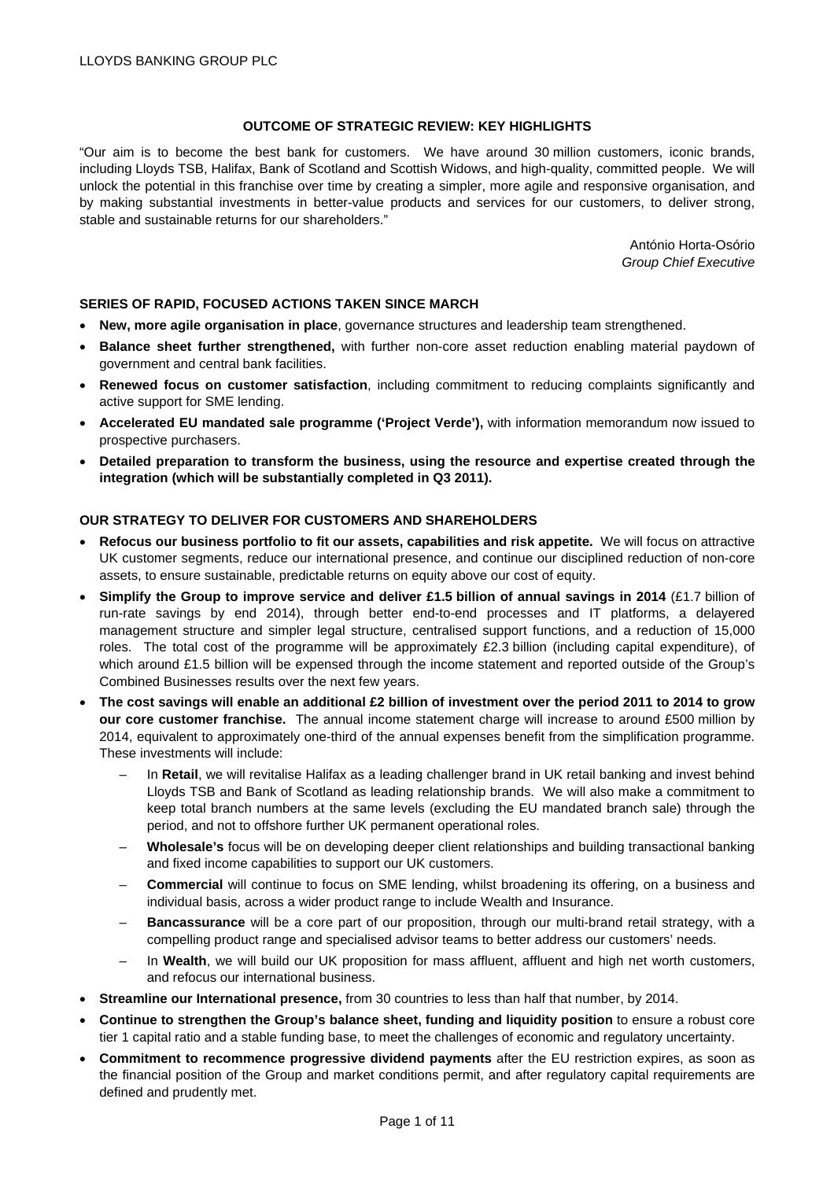## OUTCOME OF STRATEGIC REVIEW: KEY HIGHLIGHTS

"Our aim is to become the best bank for customers. We have around 30 million customers, iconic brands, including Lloyds TSB, Halifax, Bank of Scotland and Scottish Widows, and high-quality, committed people. We will unlock the potential in this franchise over time by creating a simpler, more agile and responsive organisation, and by making substantial investments in better-value products and services for our customers, to deliver strong, stable and sustainable returns for our shareholders."

António Horta-Osório
*Group Chief Executive*

### SERIES OF RAPID, FOCUSED ACTIONS TAKEN SINCE MARCH

- **New, more agile organisation in place**, governance structures and leadership team strengthened.
- **Balance sheet further strengthened,** with further non-core asset reduction enabling material paydown of government and central bank facilities.
- **Renewed focus on customer satisfaction**, including commitment to reducing complaints significantly and active support for SME lending.
- **Accelerated EU mandated sale programme ('Project Verde'),** with information memorandum now issued to prospective purchasers.
- **Detailed preparation to transform the business, using the resource and expertise created through the integration (which will be substantially completed in Q3 2011).**

### OUR STRATEGY TO DELIVER FOR CUSTOMERS AND SHAREHOLDERS

- **Refocus our business portfolio to fit our assets, capabilities and risk appetite.** We will focus on attractive UK customer segments, reduce our international presence, and continue our disciplined reduction of non-core assets, to ensure sustainable, predictable returns on equity above our cost of equity.
- **Simplify the Group to improve service and deliver £1.5 billion of annual savings in 2014** (£1.7 billion of run-rate savings by end 2014), through better end-to-end processes and IT platforms, a delayered management structure and simpler legal structure, centralised support functions, and a reduction of 15,000 roles. The total cost of the programme will be approximately £2.3 billion (including capital expenditure), of which around £1.5 billion will be expensed through the income statement and reported outside of the Group's Combined Businesses results over the next few years.
- **The cost savings will enable an additional £2 billion of investment over the period 2011 to 2014 to grow our core customer franchise.** The annual income statement charge will increase to around £500 million by 2014, equivalent to approximately one-third of the annual expenses benefit from the simplification programme. These investments will include:
  - In **Retail**, we will revitalise Halifax as a leading challenger brand in UK retail banking and invest behind Lloyds TSB and Bank of Scotland as leading relationship brands. We will also make a commitment to keep total branch numbers at the same levels (excluding the EU mandated branch sale) through the period, and not to offshore further UK permanent operational roles.
  - **Wholesale's** focus will be on developing deeper client relationships and building transactional banking and fixed income capabilities to support our UK customers.
  - **Commercial** will continue to focus on SME lending, whilst broadening its offering, on a business and individual basis, across a wider product range to include Wealth and Insurance.
  - **Bancassurance** will be a core part of our proposition, through our multi-brand retail strategy, with a compelling product range and specialised advisor teams to better address our customers' needs.
  - In **Wealth**, we will build our UK proposition for mass affluent, affluent and high net worth customers, and refocus our international business.
- **Streamline our International presence,** from 30 countries to less than half that number, by 2014.
- **Continue to strengthen the Group's balance sheet, funding and liquidity position** to ensure a robust core tier 1 capital ratio and a stable funding base, to meet the challenges of economic and regulatory uncertainty.
- **Commitment to recommence progressive dividend payments** after the EU restriction expires, as soon as the financial position of the Group and market conditions permit, and after regulatory capital requirements are defined and prudently met.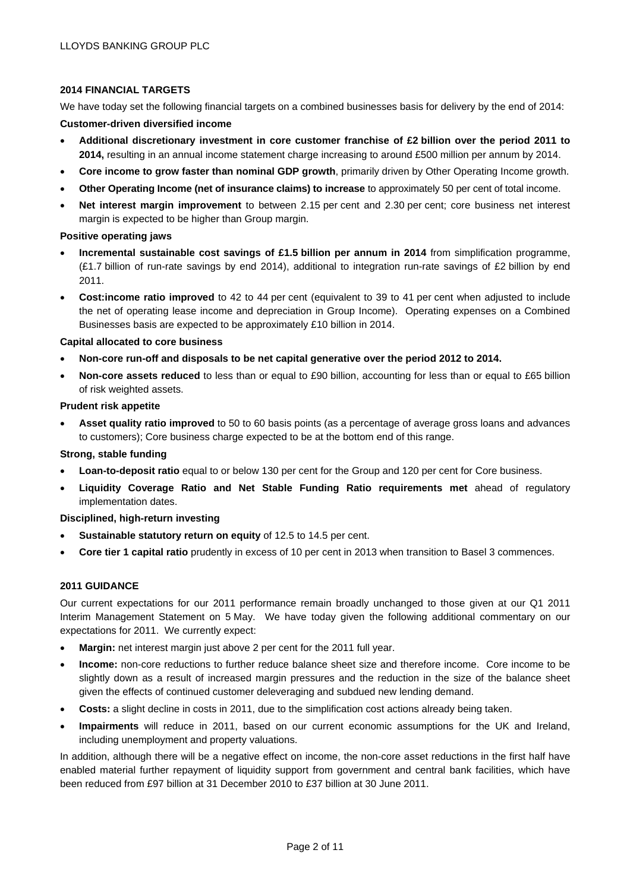## 2014 FINANCIAL TARGETS

We have today set the following financial targets on a combined businesses basis for delivery by the end of 2014:

**Customer-driven diversified income**

- **Additional discretionary investment in core customer franchise of £2 billion over the period 2011 to 2014,** resulting in an annual income statement charge increasing to around £500 million per annum by 2014.
- **Core income to grow faster than nominal GDP growth**, primarily driven by Other Operating Income growth.
- **Other Operating Income (net of insurance claims) to increase** to approximately 50 per cent of total income.
- **Net interest margin improvement** to between 2.15 per cent and 2.30 per cent; core business net interest margin is expected to be higher than Group margin.

**Positive operating jaws**

- **Incremental sustainable cost savings of £1.5 billion per annum in 2014** from simplification programme, (£1.7 billion of run-rate savings by end 2014), additional to integration run-rate savings of £2 billion by end 2011.
- **Cost:income ratio improved** to 42 to 44 per cent (equivalent to 39 to 41 per cent when adjusted to include the net of operating lease income and depreciation in Group Income). Operating expenses on a Combined Businesses basis are expected to be approximately £10 billion in 2014.

**Capital allocated to core business**

- **Non-core run-off and disposals to be net capital generative over the period 2012 to 2014.**
- **Non-core assets reduced** to less than or equal to £90 billion, accounting for less than or equal to £65 billion of risk weighted assets.

**Prudent risk appetite**

- **Asset quality ratio improved** to 50 to 60 basis points (as a percentage of average gross loans and advances to customers); Core business charge expected to be at the bottom end of this range.

**Strong, stable funding**

- **Loan-to-deposit ratio** equal to or below 130 per cent for the Group and 120 per cent for Core business.
- **Liquidity Coverage Ratio and Net Stable Funding Ratio requirements met** ahead of regulatory implementation dates.

**Disciplined, high-return investing**

- **Sustainable statutory return on equity** of 12.5 to 14.5 per cent.
- **Core tier 1 capital ratio** prudently in excess of 10 per cent in 2013 when transition to Basel 3 commences.

## 2011 GUIDANCE

Our current expectations for our 2011 performance remain broadly unchanged to those given at our Q1 2011 Interim Management Statement on 5 May. We have today given the following additional commentary on our expectations for 2011. We currently expect:

- **Margin:** net interest margin just above 2 per cent for the 2011 full year.
- **Income:** non-core reductions to further reduce balance sheet size and therefore income. Core income to be slightly down as a result of increased margin pressures and the reduction in the size of the balance sheet given the effects of continued customer deleveraging and subdued new lending demand.
- **Costs:** a slight decline in costs in 2011, due to the simplification cost actions already being taken.
- **Impairments** will reduce in 2011, based on our current economic assumptions for the UK and Ireland, including unemployment and property valuations.

In addition, although there will be a negative effect on income, the non-core asset reductions in the first half have enabled material further repayment of liquidity support from government and central bank facilities, which have been reduced from £97 billion at 31 December 2010 to £37 billion at 30 June 2011.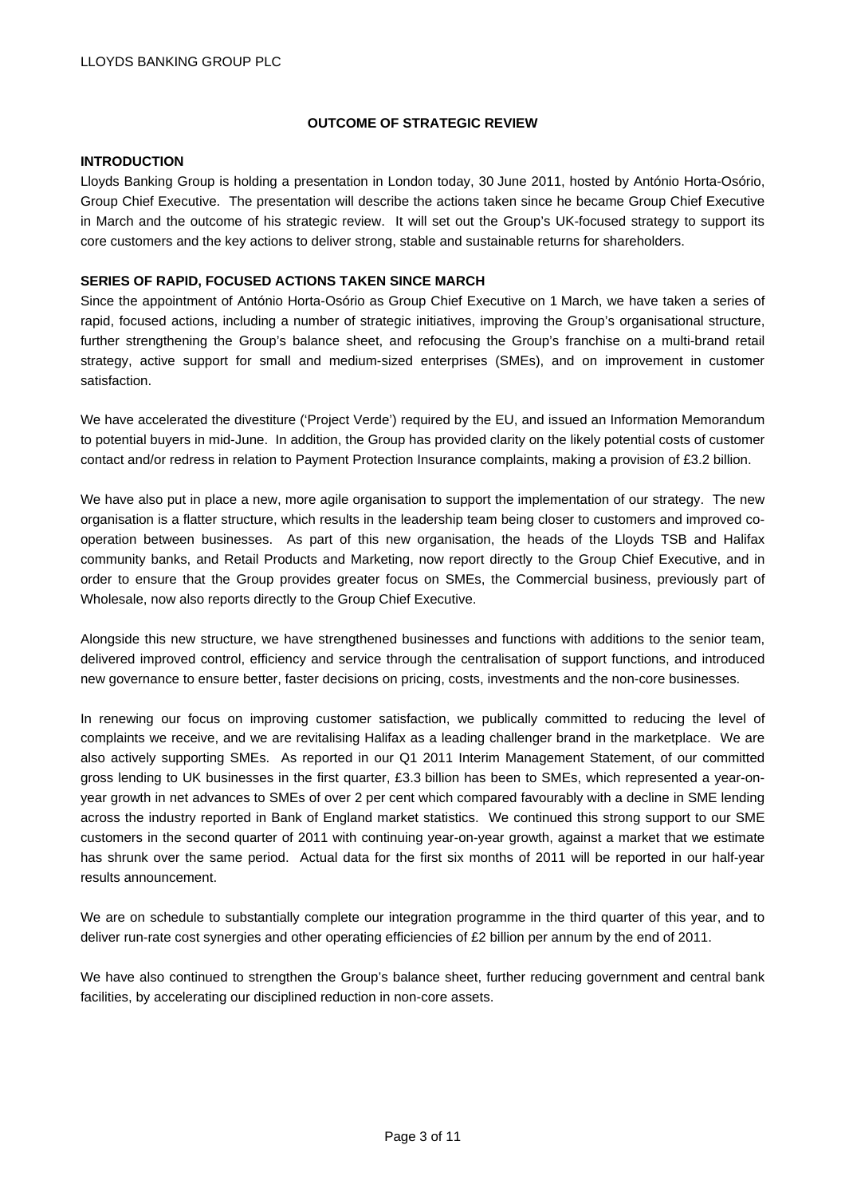## OUTCOME OF STRATEGIC REVIEW

### INTRODUCTION

Lloyds Banking Group is holding a presentation in London today, 30 June 2011, hosted by António Horta-Osório, Group Chief Executive. The presentation will describe the actions taken since he became Group Chief Executive in March and the outcome of his strategic review. It will set out the Group's UK-focused strategy to support its core customers and the key actions to deliver strong, stable and sustainable returns for shareholders.

### SERIES OF RAPID, FOCUSED ACTIONS TAKEN SINCE MARCH

Since the appointment of António Horta-Osório as Group Chief Executive on 1 March, we have taken a series of rapid, focused actions, including a number of strategic initiatives, improving the Group's organisational structure, further strengthening the Group's balance sheet, and refocusing the Group's franchise on a multi-brand retail strategy, active support for small and medium-sized enterprises (SMEs), and on improvement in customer satisfaction.

We have accelerated the divestiture ('Project Verde') required by the EU, and issued an Information Memorandum to potential buyers in mid-June. In addition, the Group has provided clarity on the likely potential costs of customer contact and/or redress in relation to Payment Protection Insurance complaints, making a provision of £3.2 billion.

We have also put in place a new, more agile organisation to support the implementation of our strategy. The new organisation is a flatter structure, which results in the leadership team being closer to customers and improved co-operation between businesses. As part of this new organisation, the heads of the Lloyds TSB and Halifax community banks, and Retail Products and Marketing, now report directly to the Group Chief Executive, and in order to ensure that the Group provides greater focus on SMEs, the Commercial business, previously part of Wholesale, now also reports directly to the Group Chief Executive.

Alongside this new structure, we have strengthened businesses and functions with additions to the senior team, delivered improved control, efficiency and service through the centralisation of support functions, and introduced new governance to ensure better, faster decisions on pricing, costs, investments and the non-core businesses.

In renewing our focus on improving customer satisfaction, we publically committed to reducing the level of complaints we receive, and we are revitalising Halifax as a leading challenger brand in the marketplace. We are also actively supporting SMEs. As reported in our Q1 2011 Interim Management Statement, of our committed gross lending to UK businesses in the first quarter, £3.3 billion has been to SMEs, which represented a year-on-year growth in net advances to SMEs of over 2 per cent which compared favourably with a decline in SME lending across the industry reported in Bank of England market statistics. We continued this strong support to our SME customers in the second quarter of 2011 with continuing year-on-year growth, against a market that we estimate has shrunk over the same period. Actual data for the first six months of 2011 will be reported in our half-year results announcement.

We are on schedule to substantially complete our integration programme in the third quarter of this year, and to deliver run-rate cost synergies and other operating efficiencies of £2 billion per annum by the end of 2011.

We have also continued to strengthen the Group's balance sheet, further reducing government and central bank facilities, by accelerating our disciplined reduction in non-core assets.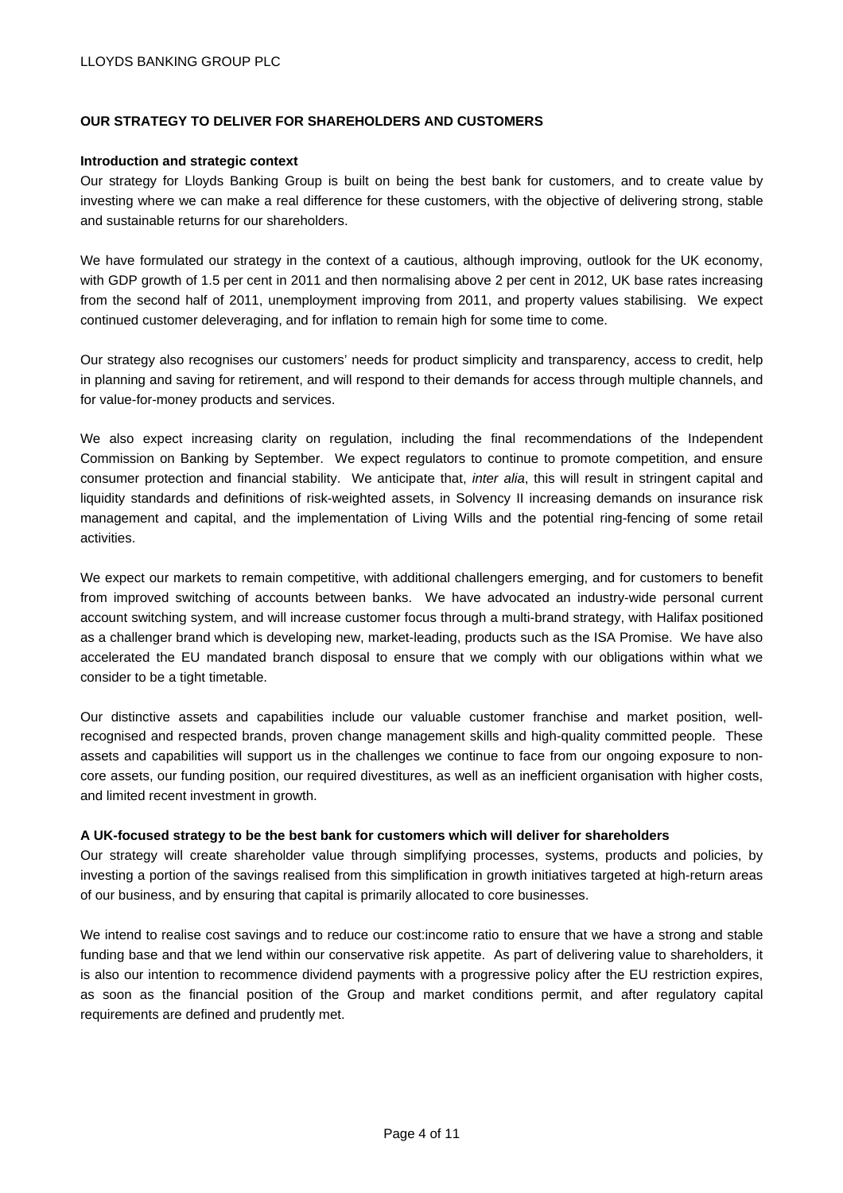## OUR STRATEGY TO DELIVER FOR SHAREHOLDERS AND CUSTOMERS

### Introduction and strategic context

Our strategy for Lloyds Banking Group is built on being the best bank for customers, and to create value by investing where we can make a real difference for these customers, with the objective of delivering strong, stable and sustainable returns for our shareholders.

We have formulated our strategy in the context of a cautious, although improving, outlook for the UK economy, with GDP growth of 1.5 per cent in 2011 and then normalising above 2 per cent in 2012, UK base rates increasing from the second half of 2011, unemployment improving from 2011, and property values stabilising. We expect continued customer deleveraging, and for inflation to remain high for some time to come.

Our strategy also recognises our customers' needs for product simplicity and transparency, access to credit, help in planning and saving for retirement, and will respond to their demands for access through multiple channels, and for value-for-money products and services.

We also expect increasing clarity on regulation, including the final recommendations of the Independent Commission on Banking by September. We expect regulators to continue to promote competition, and ensure consumer protection and financial stability. We anticipate that, *inter alia*, this will result in stringent capital and liquidity standards and definitions of risk-weighted assets, in Solvency II increasing demands on insurance risk management and capital, and the implementation of Living Wills and the potential ring-fencing of some retail activities.

We expect our markets to remain competitive, with additional challengers emerging, and for customers to benefit from improved switching of accounts between banks. We have advocated an industry-wide personal current account switching system, and will increase customer focus through a multi-brand strategy, with Halifax positioned as a challenger brand which is developing new, market-leading, products such as the ISA Promise. We have also accelerated the EU mandated branch disposal to ensure that we comply with our obligations within what we consider to be a tight timetable.

Our distinctive assets and capabilities include our valuable customer franchise and market position, well-recognised and respected brands, proven change management skills and high-quality committed people. These assets and capabilities will support us in the challenges we continue to face from our ongoing exposure to non-core assets, our funding position, our required divestitures, as well as an inefficient organisation with higher costs, and limited recent investment in growth.

### A UK-focused strategy to be the best bank for customers which will deliver for shareholders

Our strategy will create shareholder value through simplifying processes, systems, products and policies, by investing a portion of the savings realised from this simplification in growth initiatives targeted at high-return areas of our business, and by ensuring that capital is primarily allocated to core businesses.

We intend to realise cost savings and to reduce our cost:income ratio to ensure that we have a strong and stable funding base and that we lend within our conservative risk appetite. As part of delivering value to shareholders, it is also our intention to recommence dividend payments with a progressive policy after the EU restriction expires, as soon as the financial position of the Group and market conditions permit, and after regulatory capital requirements are defined and prudently met.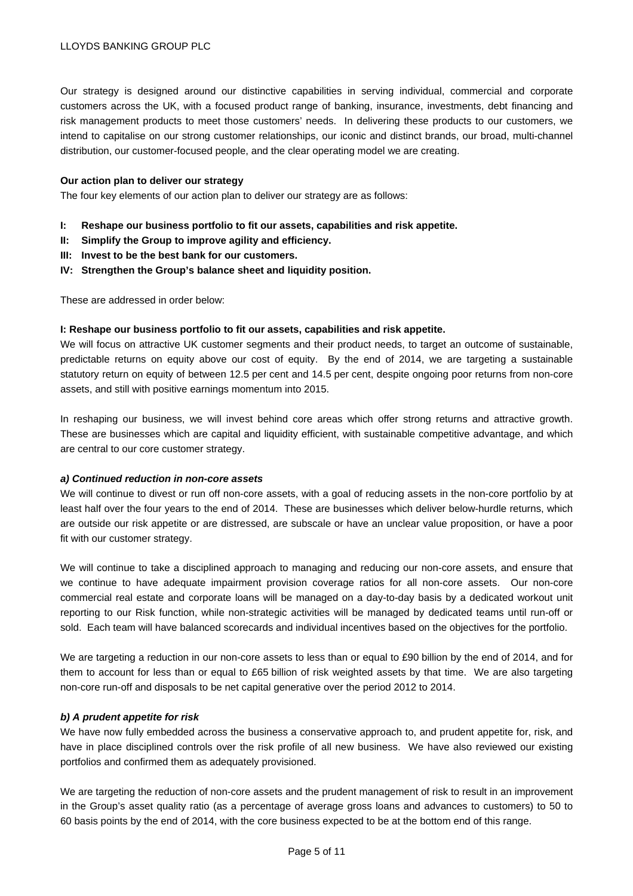Our strategy is designed around our distinctive capabilities in serving individual, commercial and corporate customers across the UK, with a focused product range of banking, insurance, investments, debt financing and risk management products to meet those customers' needs. In delivering these products to our customers, we intend to capitalise on our strong customer relationships, our iconic and distinct brands, our broad, multi-channel distribution, our customer-focused people, and the clear operating model we are creating.

**Our action plan to deliver our strategy**

The four key elements of our action plan to deliver our strategy are as follows:

- **I: Reshape our business portfolio to fit our assets, capabilities and risk appetite.**
- **II: Simplify the Group to improve agility and efficiency.**
- **III: Invest to be the best bank for our customers.**
- **IV: Strengthen the Group's balance sheet and liquidity position.**

These are addressed in order below:

**I: Reshape our business portfolio to fit our assets, capabilities and risk appetite.**

We will focus on attractive UK customer segments and their product needs, to target an outcome of sustainable, predictable returns on equity above our cost of equity. By the end of 2014, we are targeting a sustainable statutory return on equity of between 12.5 per cent and 14.5 per cent, despite ongoing poor returns from non-core assets, and still with positive earnings momentum into 2015.

In reshaping our business, we will invest behind core areas which offer strong returns and attractive growth. These are businesses which are capital and liquidity efficient, with sustainable competitive advantage, and which are central to our core customer strategy.

***a) Continued reduction in non-core assets***

We will continue to divest or run off non-core assets, with a goal of reducing assets in the non-core portfolio by at least half over the four years to the end of 2014. These are businesses which deliver below-hurdle returns, which are outside our risk appetite or are distressed, are subscale or have an unclear value proposition, or have a poor fit with our customer strategy.

We will continue to take a disciplined approach to managing and reducing our non-core assets, and ensure that we continue to have adequate impairment provision coverage ratios for all non-core assets. Our non-core commercial real estate and corporate loans will be managed on a day-to-day basis by a dedicated workout unit reporting to our Risk function, while non-strategic activities will be managed by dedicated teams until run-off or sold. Each team will have balanced scorecards and individual incentives based on the objectives for the portfolio.

We are targeting a reduction in our non-core assets to less than or equal to £90 billion by the end of 2014, and for them to account for less than or equal to £65 billion of risk weighted assets by that time. We are also targeting non-core run-off and disposals to be net capital generative over the period 2012 to 2014.

***b) A prudent appetite for risk***

We have now fully embedded across the business a conservative approach to, and prudent appetite for, risk, and have in place disciplined controls over the risk profile of all new business. We have also reviewed our existing portfolios and confirmed them as adequately provisioned.

We are targeting the reduction of non-core assets and the prudent management of risk to result in an improvement in the Group's asset quality ratio (as a percentage of average gross loans and advances to customers) to 50 to 60 basis points by the end of 2014, with the core business expected to be at the bottom end of this range.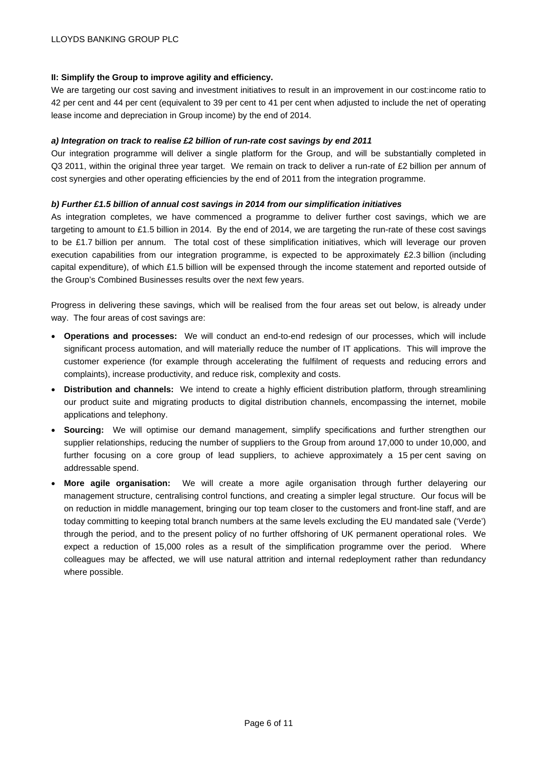**II: Simplify the Group to improve agility and efficiency.**

We are targeting our cost saving and investment initiatives to result in an improvement in our cost:income ratio to 42 per cent and 44 per cent (equivalent to 39 per cent to 41 per cent when adjusted to include the net of operating lease income and depreciation in Group income) by the end of 2014.

***a) Integration on track to realise £2 billion of run-rate cost savings by end 2011***

Our integration programme will deliver a single platform for the Group, and will be substantially completed in Q3 2011, within the original three year target. We remain on track to deliver a run-rate of £2 billion per annum of cost synergies and other operating efficiencies by the end of 2011 from the integration programme.

***b) Further £1.5 billion of annual cost savings in 2014 from our simplification initiatives***

As integration completes, we have commenced a programme to deliver further cost savings, which we are targeting to amount to £1.5 billion in 2014. By the end of 2014, we are targeting the run-rate of these cost savings to be £1.7 billion per annum. The total cost of these simplification initiatives, which will leverage our proven execution capabilities from our integration programme, is expected to be approximately £2.3 billion (including capital expenditure), of which £1.5 billion will be expensed through the income statement and reported outside of the Group's Combined Businesses results over the next few years.

Progress in delivering these savings, which will be realised from the four areas set out below, is already under way. The four areas of cost savings are:

- **Operations and processes:** We will conduct an end-to-end redesign of our processes, which will include significant process automation, and will materially reduce the number of IT applications. This will improve the customer experience (for example through accelerating the fulfilment of requests and reducing errors and complaints), increase productivity, and reduce risk, complexity and costs.
- **Distribution and channels:** We intend to create a highly efficient distribution platform, through streamlining our product suite and migrating products to digital distribution channels, encompassing the internet, mobile applications and telephony.
- **Sourcing:** We will optimise our demand management, simplify specifications and further strengthen our supplier relationships, reducing the number of suppliers to the Group from around 17,000 to under 10,000, and further focusing on a core group of lead suppliers, to achieve approximately a 15 per cent saving on addressable spend.
- **More agile organisation:** We will create a more agile organisation through further delayering our management structure, centralising control functions, and creating a simpler legal structure. Our focus will be on reduction in middle management, bringing our top team closer to the customers and front-line staff, and are today committing to keeping total branch numbers at the same levels excluding the EU mandated sale ('Verde') through the period, and to the present policy of no further offshoring of UK permanent operational roles. We expect a reduction of 15,000 roles as a result of the simplification programme over the period. Where colleagues may be affected, we will use natural attrition and internal redeployment rather than redundancy where possible.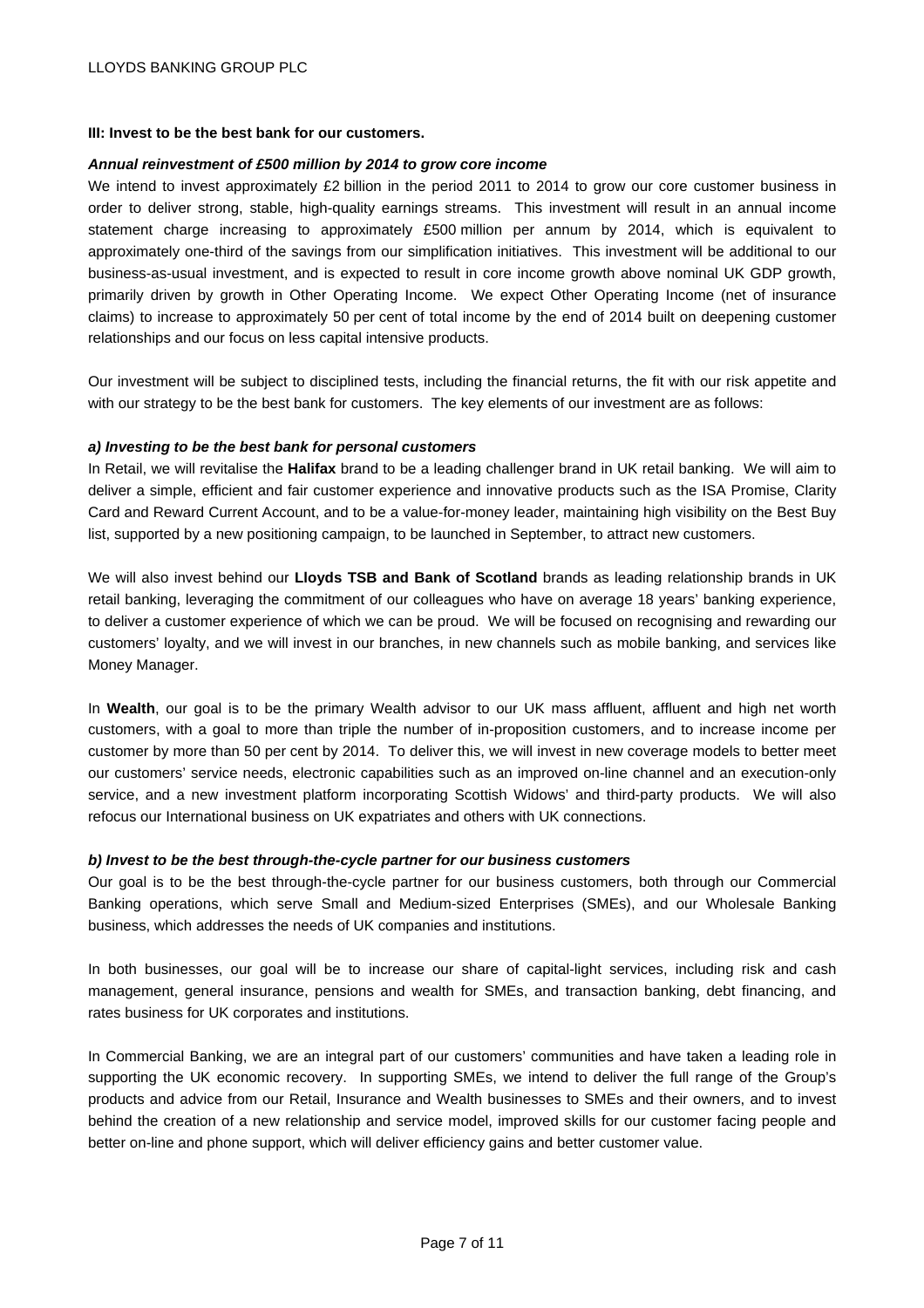**III: Invest to be the best bank for our customers.**

***Annual reinvestment of £500 million by 2014 to grow core income***

We intend to invest approximately £2 billion in the period 2011 to 2014 to grow our core customer business in order to deliver strong, stable, high-quality earnings streams. This investment will result in an annual income statement charge increasing to approximately £500 million per annum by 2014, which is equivalent to approximately one-third of the savings from our simplification initiatives. This investment will be additional to our business-as-usual investment, and is expected to result in core income growth above nominal UK GDP growth, primarily driven by growth in Other Operating Income. We expect Other Operating Income (net of insurance claims) to increase to approximately 50 per cent of total income by the end of 2014 built on deepening customer relationships and our focus on less capital intensive products.

Our investment will be subject to disciplined tests, including the financial returns, the fit with our risk appetite and with our strategy to be the best bank for customers. The key elements of our investment are as follows:

***a) Investing to be the best bank for personal customers***

In Retail, we will revitalise the **Halifax** brand to be a leading challenger brand in UK retail banking. We will aim to deliver a simple, efficient and fair customer experience and innovative products such as the ISA Promise, Clarity Card and Reward Current Account, and to be a value-for-money leader, maintaining high visibility on the Best Buy list, supported by a new positioning campaign, to be launched in September, to attract new customers.

We will also invest behind our **Lloyds TSB and Bank of Scotland** brands as leading relationship brands in UK retail banking, leveraging the commitment of our colleagues who have on average 18 years' banking experience, to deliver a customer experience of which we can be proud. We will be focused on recognising and rewarding our customers' loyalty, and we will invest in our branches, in new channels such as mobile banking, and services like Money Manager.

In **Wealth**, our goal is to be the primary Wealth advisor to our UK mass affluent, affluent and high net worth customers, with a goal to more than triple the number of in-proposition customers, and to increase income per customer by more than 50 per cent by 2014. To deliver this, we will invest in new coverage models to better meet our customers' service needs, electronic capabilities such as an improved on-line channel and an execution-only service, and a new investment platform incorporating Scottish Widows' and third-party products. We will also refocus our International business on UK expatriates and others with UK connections.

***b) Invest to be the best through-the-cycle partner for our business customers***

Our goal is to be the best through-the-cycle partner for our business customers, both through our Commercial Banking operations, which serve Small and Medium-sized Enterprises (SMEs), and our Wholesale Banking business, which addresses the needs of UK companies and institutions.

In both businesses, our goal will be to increase our share of capital-light services, including risk and cash management, general insurance, pensions and wealth for SMEs, and transaction banking, debt financing, and rates business for UK corporates and institutions.

In Commercial Banking, we are an integral part of our customers' communities and have taken a leading role in supporting the UK economic recovery. In supporting SMEs, we intend to deliver the full range of the Group's products and advice from our Retail, Insurance and Wealth businesses to SMEs and their owners, and to invest behind the creation of a new relationship and service model, improved skills for our customer facing people and better on-line and phone support, which will deliver efficiency gains and better customer value.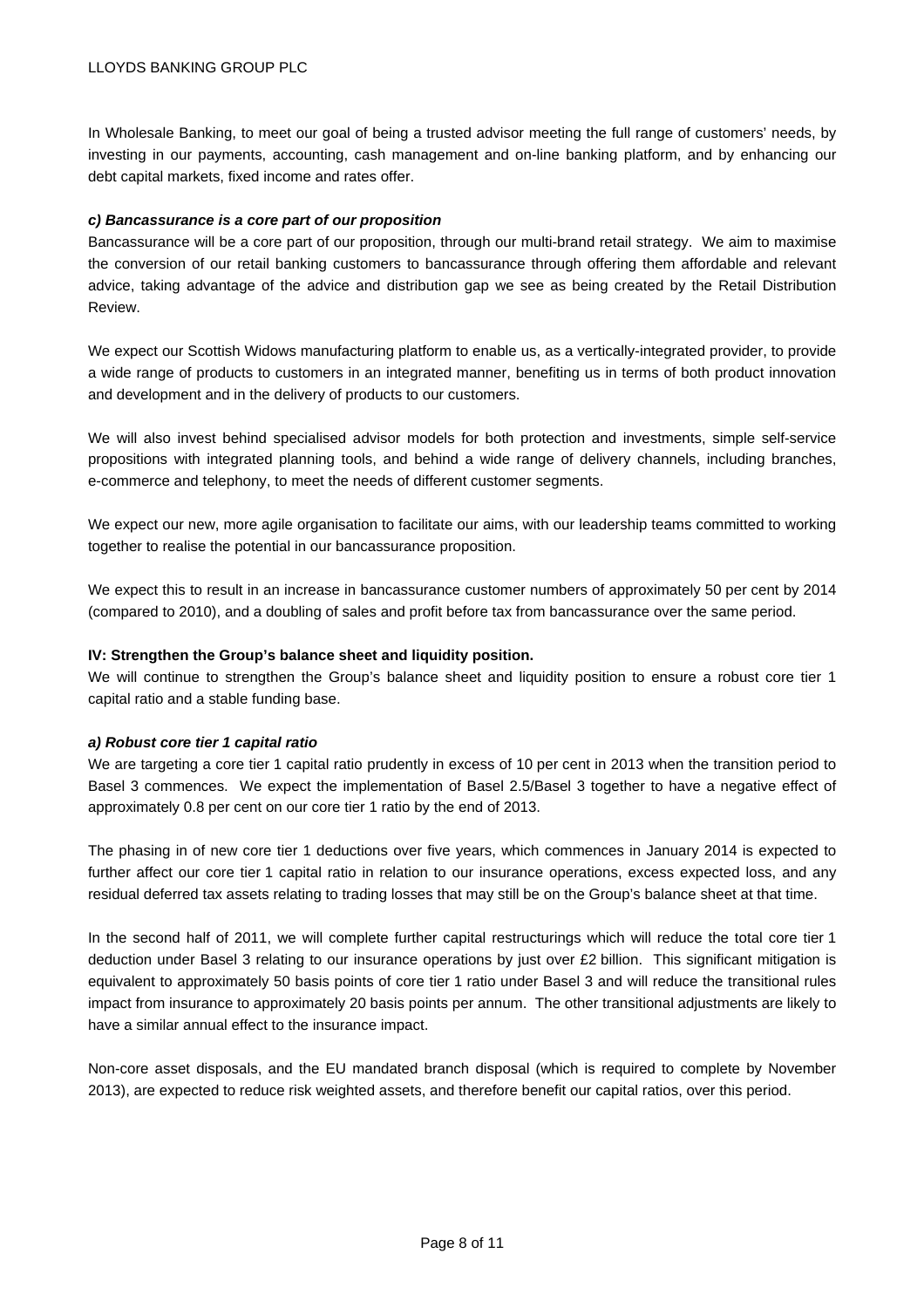In Wholesale Banking, to meet our goal of being a trusted advisor meeting the full range of customers' needs, by investing in our payments, accounting, cash management and on-line banking platform, and by enhancing our debt capital markets, fixed income and rates offer.

***c) Bancassurance is a core part of our proposition***

Bancassurance will be a core part of our proposition, through our multi-brand retail strategy. We aim to maximise the conversion of our retail banking customers to bancassurance through offering them affordable and relevant advice, taking advantage of the advice and distribution gap we see as being created by the Retail Distribution Review.

We expect our Scottish Widows manufacturing platform to enable us, as a vertically-integrated provider, to provide a wide range of products to customers in an integrated manner, benefiting us in terms of both product innovation and development and in the delivery of products to our customers.

We will also invest behind specialised advisor models for both protection and investments, simple self-service propositions with integrated planning tools, and behind a wide range of delivery channels, including branches, e-commerce and telephony, to meet the needs of different customer segments.

We expect our new, more agile organisation to facilitate our aims, with our leadership teams committed to working together to realise the potential in our bancassurance proposition.

We expect this to result in an increase in bancassurance customer numbers of approximately 50 per cent by 2014 (compared to 2010), and a doubling of sales and profit before tax from bancassurance over the same period.

**IV: Strengthen the Group's balance sheet and liquidity position.**

We will continue to strengthen the Group's balance sheet and liquidity position to ensure a robust core tier 1 capital ratio and a stable funding base.

***a) Robust core tier 1 capital ratio***

We are targeting a core tier 1 capital ratio prudently in excess of 10 per cent in 2013 when the transition period to Basel 3 commences. We expect the implementation of Basel 2.5/Basel 3 together to have a negative effect of approximately 0.8 per cent on our core tier 1 ratio by the end of 2013.

The phasing in of new core tier 1 deductions over five years, which commences in January 2014 is expected to further affect our core tier 1 capital ratio in relation to our insurance operations, excess expected loss, and any residual deferred tax assets relating to trading losses that may still be on the Group's balance sheet at that time.

In the second half of 2011, we will complete further capital restructurings which will reduce the total core tier 1 deduction under Basel 3 relating to our insurance operations by just over £2 billion. This significant mitigation is equivalent to approximately 50 basis points of core tier 1 ratio under Basel 3 and will reduce the transitional rules impact from insurance to approximately 20 basis points per annum. The other transitional adjustments are likely to have a similar annual effect to the insurance impact.

Non-core asset disposals, and the EU mandated branch disposal (which is required to complete by November 2013), are expected to reduce risk weighted assets, and therefore benefit our capital ratios, over this period.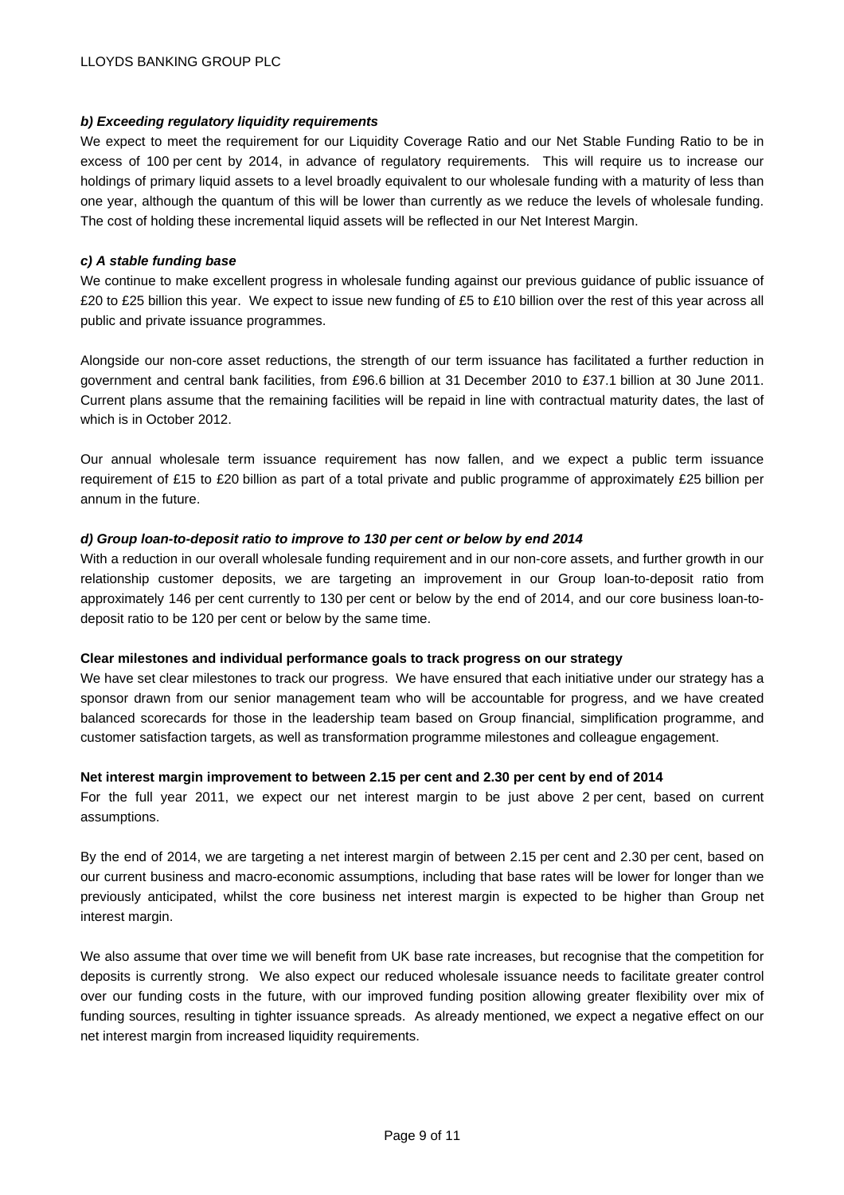***b) Exceeding regulatory liquidity requirements***

We expect to meet the requirement for our Liquidity Coverage Ratio and our Net Stable Funding Ratio to be in excess of 100 per cent by 2014, in advance of regulatory requirements. This will require us to increase our holdings of primary liquid assets to a level broadly equivalent to our wholesale funding with a maturity of less than one year, although the quantum of this will be lower than currently as we reduce the levels of wholesale funding. The cost of holding these incremental liquid assets will be reflected in our Net Interest Margin.

***c) A stable funding base***

We continue to make excellent progress in wholesale funding against our previous guidance of public issuance of £20 to £25 billion this year. We expect to issue new funding of £5 to £10 billion over the rest of this year across all public and private issuance programmes.

Alongside our non-core asset reductions, the strength of our term issuance has facilitated a further reduction in government and central bank facilities, from £96.6 billion at 31 December 2010 to £37.1 billion at 30 June 2011. Current plans assume that the remaining facilities will be repaid in line with contractual maturity dates, the last of which is in October 2012.

Our annual wholesale term issuance requirement has now fallen, and we expect a public term issuance requirement of £15 to £20 billion as part of a total private and public programme of approximately £25 billion per annum in the future.

***d) Group loan-to-deposit ratio to improve to 130 per cent or below by end 2014***

With a reduction in our overall wholesale funding requirement and in our non-core assets, and further growth in our relationship customer deposits, we are targeting an improvement in our Group loan-to-deposit ratio from approximately 146 per cent currently to 130 per cent or below by the end of 2014, and our core business loan-to-deposit ratio to be 120 per cent or below by the same time.

**Clear milestones and individual performance goals to track progress on our strategy**

We have set clear milestones to track our progress. We have ensured that each initiative under our strategy has a sponsor drawn from our senior management team who will be accountable for progress, and we have created balanced scorecards for those in the leadership team based on Group financial, simplification programme, and customer satisfaction targets, as well as transformation programme milestones and colleague engagement.

**Net interest margin improvement to between 2.15 per cent and 2.30 per cent by end of 2014**

For the full year 2011, we expect our net interest margin to be just above 2 per cent, based on current assumptions.

By the end of 2014, we are targeting a net interest margin of between 2.15 per cent and 2.30 per cent, based on our current business and macro-economic assumptions, including that base rates will be lower for longer than we previously anticipated, whilst the core business net interest margin is expected to be higher than Group net interest margin.

We also assume that over time we will benefit from UK base rate increases, but recognise that the competition for deposits is currently strong. We also expect our reduced wholesale issuance needs to facilitate greater control over our funding costs in the future, with our improved funding position allowing greater flexibility over mix of funding sources, resulting in tighter issuance spreads. As already mentioned, we expect a negative effect on our net interest margin from increased liquidity requirements.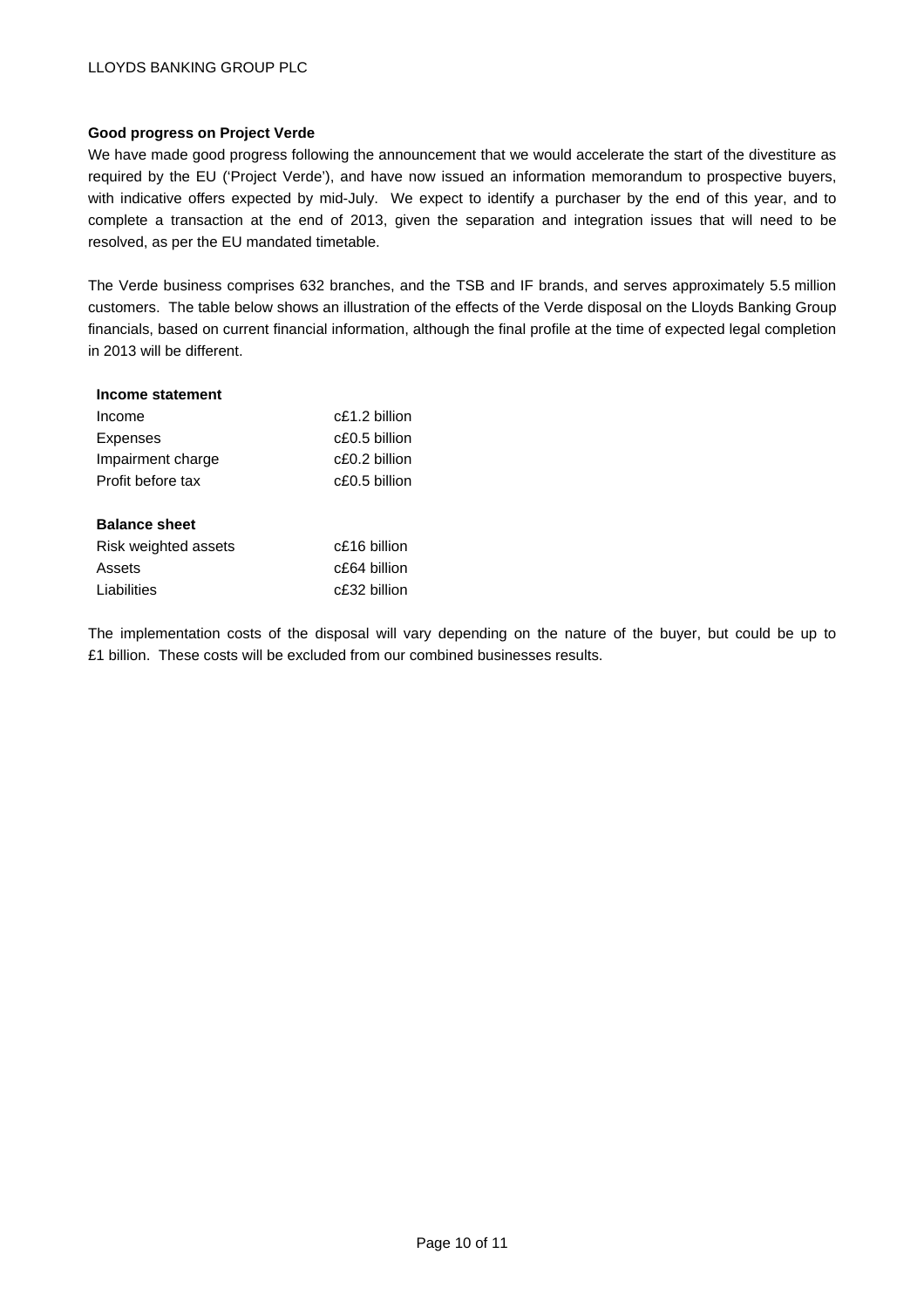**Good progress on Project Verde**

We have made good progress following the announcement that we would accelerate the start of the divestiture as required by the EU ('Project Verde'), and have now issued an information memorandum to prospective buyers, with indicative offers expected by mid-July. We expect to identify a purchaser by the end of this year, and to complete a transaction at the end of 2013, given the separation and integration issues that will need to be resolved, as per the EU mandated timetable.

The Verde business comprises 632 branches, and the TSB and IF brands, and serves approximately 5.5 million customers. The table below shows an illustration of the effects of the Verde disposal on the Lloyds Banking Group financials, based on current financial information, although the final profile at the time of expected legal completion in 2013 will be different.

| **Income statement** | |
|---|---|
| Income | c£1.2 billion |
| Expenses | c£0.5 billion |
| Impairment charge | c£0.2 billion |
| Profit before tax | c£0.5 billion |
| | |
| **Balance sheet** | |
| Risk weighted assets | c£16 billion |
| Assets | c£64 billion |
| Liabilities | c£32 billion |

The implementation costs of the disposal will vary depending on the nature of the buyer, but could be up to £1 billion. These costs will be excluded from our combined businesses results.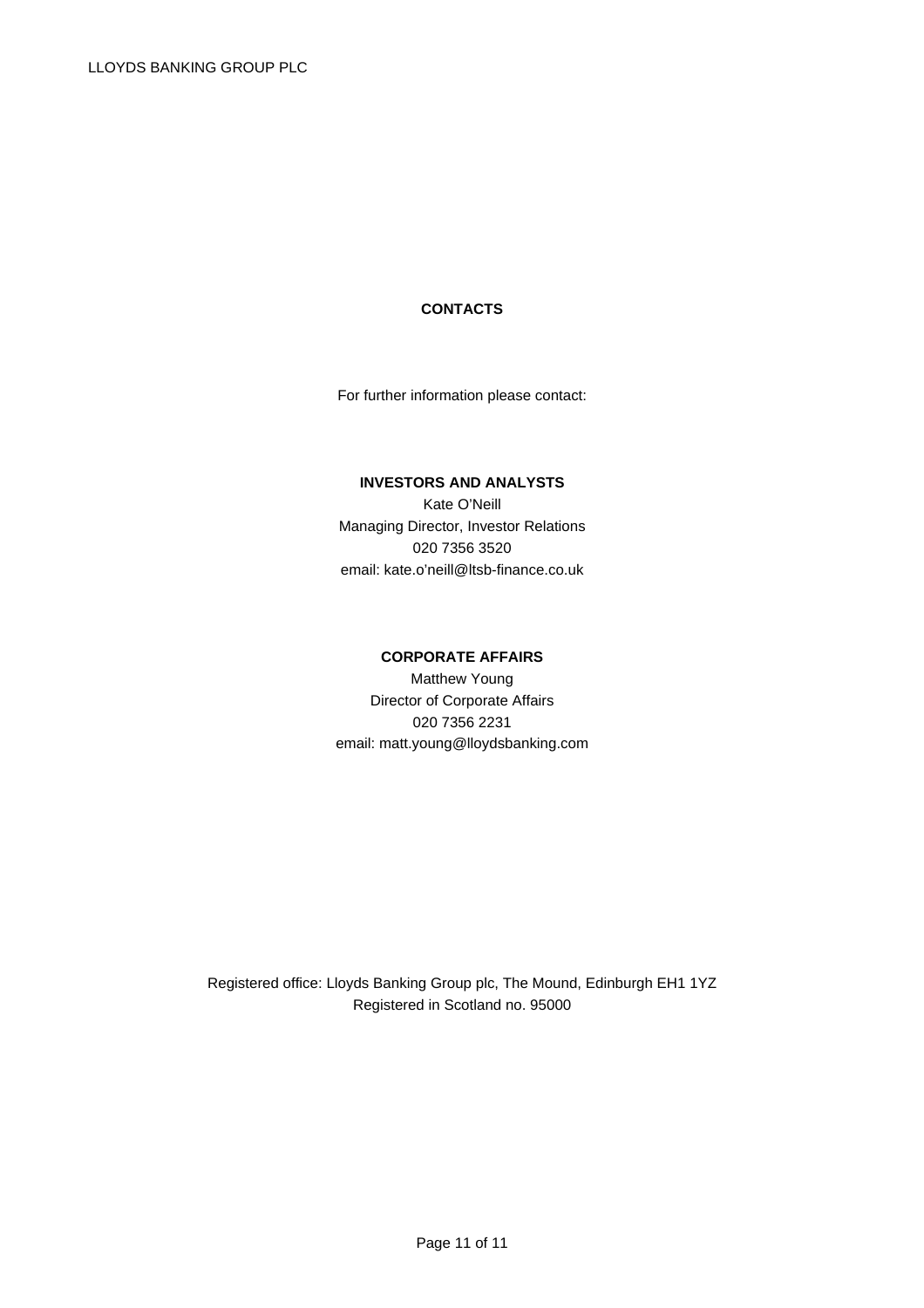## CONTACTS

For further information please contact:

**INVESTORS AND ANALYSTS**
Kate O'Neill
Managing Director, Investor Relations
020 7356 3520
email: kate.o'neill@ltsb-finance.co.uk

**CORPORATE AFFAIRS**
Matthew Young
Director of Corporate Affairs
020 7356 2231
email: matt.young@lloydsbanking.com

Registered office: Lloyds Banking Group plc, The Mound, Edinburgh EH1 1YZ
Registered in Scotland no. 95000